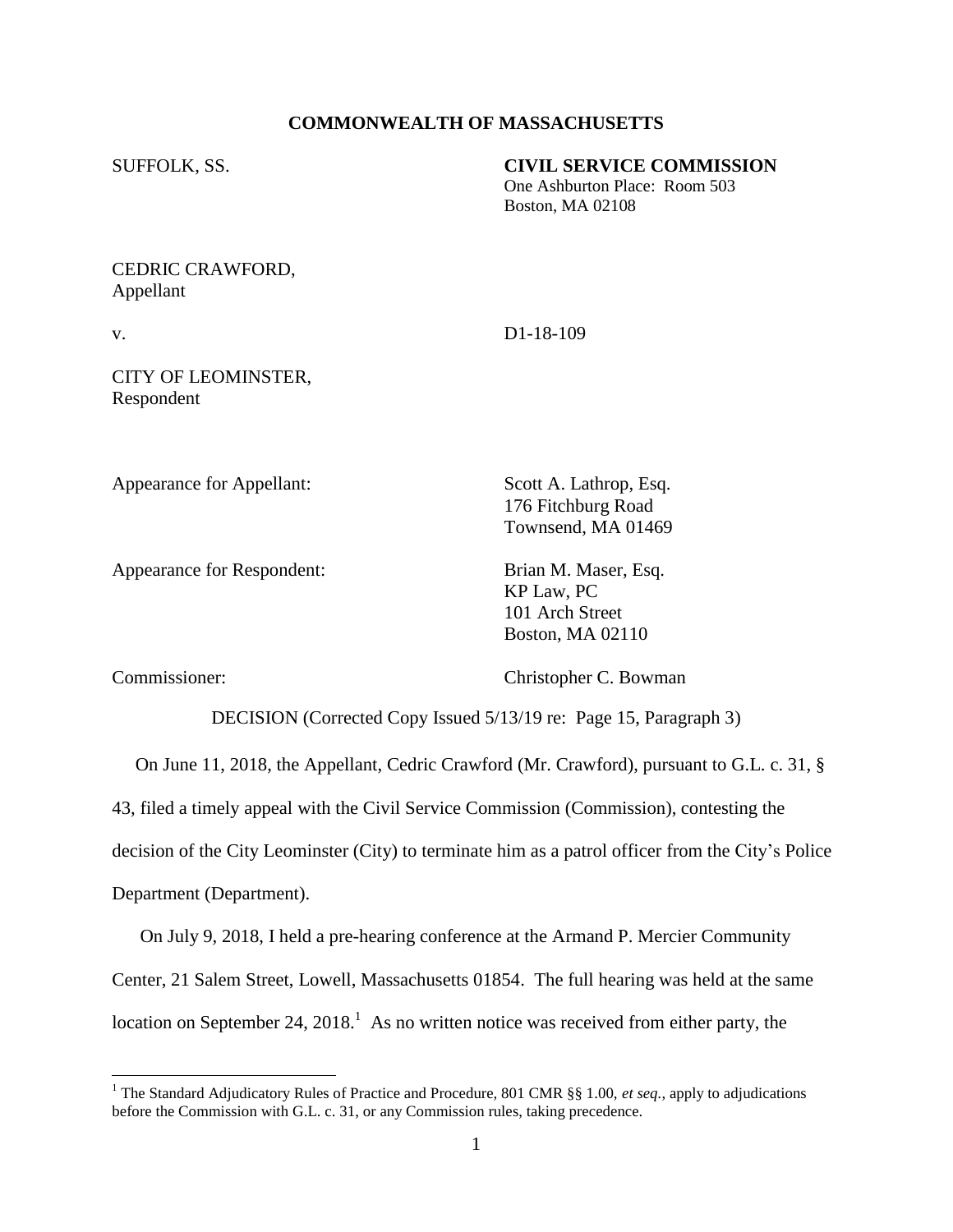**COMMONWEALTH OF MASSACHUSETTS**

SUFFOLK, SS.

**CIVIL SERVICE COMMISSION**
One Ashburton Place: Room 503
Boston, MA 02108

CEDRIC CRAWFORD,
Appellant

v. D1-18-109

CITY OF LEOMINSTER,
Respondent

Appearance for Appellant: Scott A. Lathrop, Esq.
176 Fitchburg Road
Townsend, MA 01469

Appearance for Respondent: Brian M. Maser, Esq.
KP Law, PC
101 Arch Street
Boston, MA 02110

Commissioner: Christopher C. Bowman

DECISION (Corrected Copy Issued 5/13/19 re: Page 15, Paragraph 3)

On June 11, 2018, the Appellant, Cedric Crawford (Mr. Crawford), pursuant to G.L. c. 31, § 43, filed a timely appeal with the Civil Service Commission (Commission), contesting the decision of the City Leominster (City) to terminate him as a patrol officer from the City's Police Department (Department).

On July 9, 2018, I held a pre-hearing conference at the Armand P. Mercier Community Center, 21 Salem Street, Lowell, Massachusetts 01854. The full hearing was held at the same location on September 24, 2018.[1] As no written notice was received from either party, the

[1] The Standard Adjudicatory Rules of Practice and Procedure, 801 CMR §§ 1.00, *et seq.*, apply to adjudications before the Commission with G.L. c. 31, or any Commission rules, taking precedence.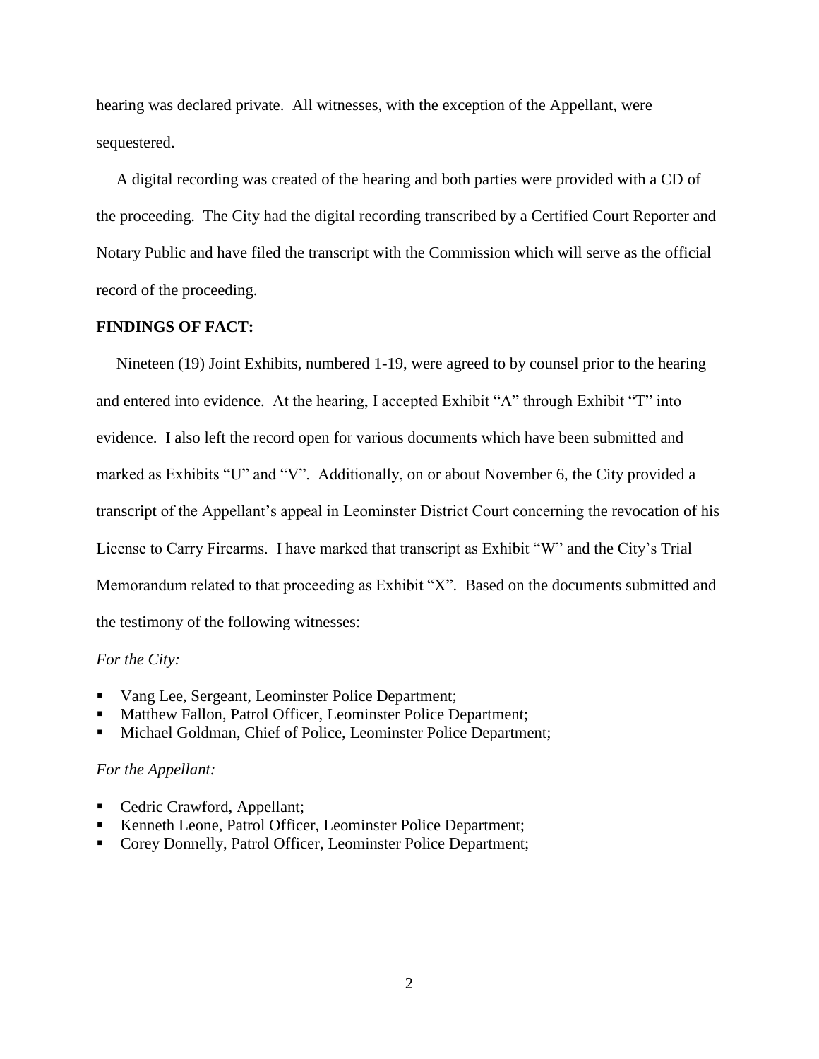hearing was declared private. All witnesses, with the exception of the Appellant, were sequestered.

A digital recording was created of the hearing and both parties were provided with a CD of the proceeding. The City had the digital recording transcribed by a Certified Court Reporter and Notary Public and have filed the transcript with the Commission which will serve as the official record of the proceeding.

**FINDINGS OF FACT:**

Nineteen (19) Joint Exhibits, numbered 1-19, were agreed to by counsel prior to the hearing and entered into evidence. At the hearing, I accepted Exhibit "A" through Exhibit "T" into evidence. I also left the record open for various documents which have been submitted and marked as Exhibits "U" and "V". Additionally, on or about November 6, the City provided a transcript of the Appellant's appeal in Leominster District Court concerning the revocation of his License to Carry Firearms. I have marked that transcript as Exhibit "W" and the City's Trial Memorandum related to that proceeding as Exhibit "X". Based on the documents submitted and the testimony of the following witnesses:

*For the City:*

- Vang Lee, Sergeant, Leominster Police Department;
- Matthew Fallon, Patrol Officer, Leominster Police Department;
- Michael Goldman, Chief of Police, Leominster Police Department;

*For the Appellant:*

- Cedric Crawford, Appellant;
- Kenneth Leone, Patrol Officer, Leominster Police Department;
- Corey Donnelly, Patrol Officer, Leominster Police Department;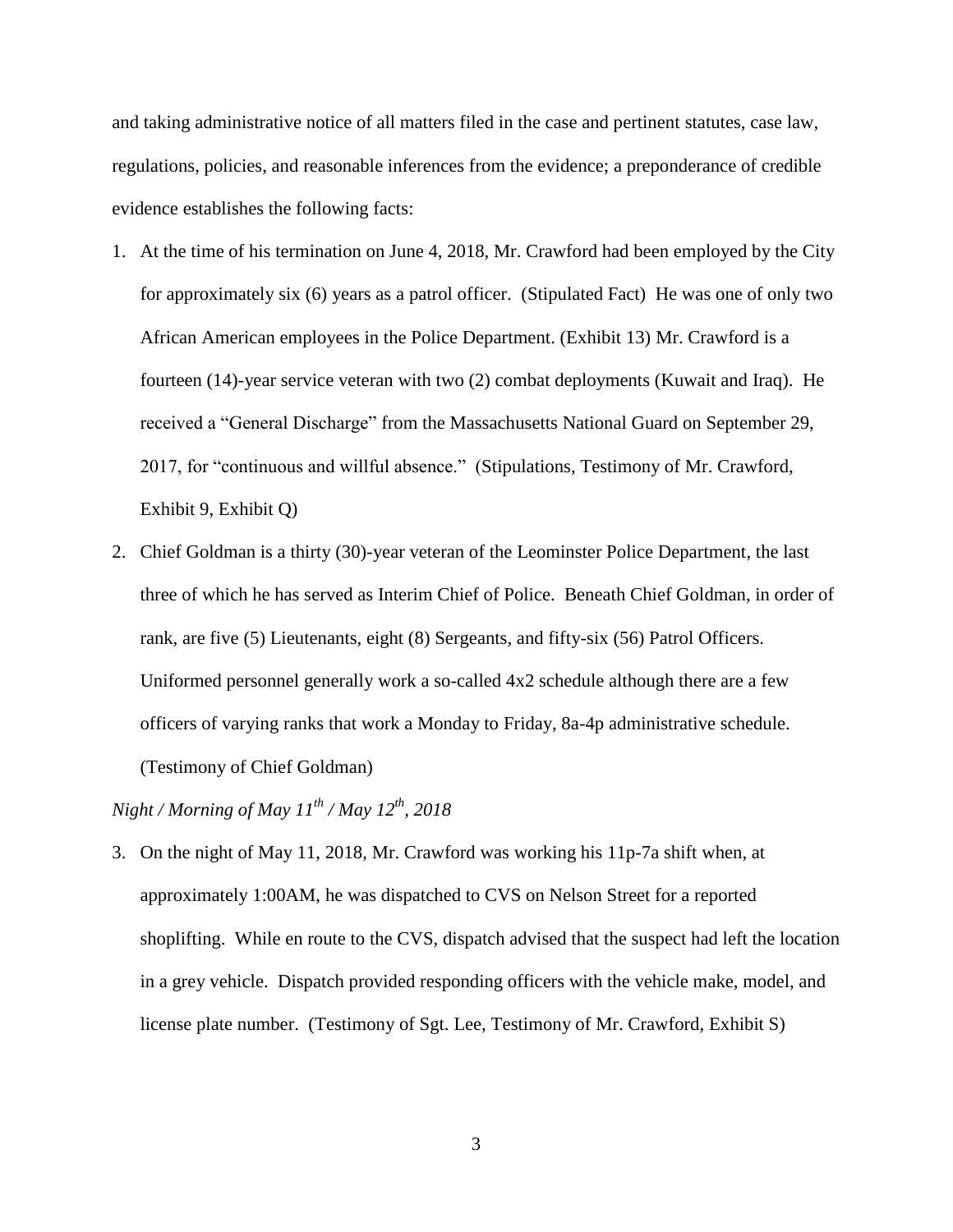and taking administrative notice of all matters filed in the case and pertinent statutes, case law, regulations, policies, and reasonable inferences from the evidence; a preponderance of credible evidence establishes the following facts:

1. At the time of his termination on June 4, 2018, Mr. Crawford had been employed by the City for approximately six (6) years as a patrol officer. (Stipulated Fact) He was one of only two African American employees in the Police Department. (Exhibit 13) Mr. Crawford is a fourteen (14)-year service veteran with two (2) combat deployments (Kuwait and Iraq). He received a "General Discharge" from the Massachusetts National Guard on September 29, 2017, for "continuous and willful absence." (Stipulations, Testimony of Mr. Crawford, Exhibit 9, Exhibit Q)
2. Chief Goldman is a thirty (30)-year veteran of the Leominster Police Department, the last three of which he has served as Interim Chief of Police. Beneath Chief Goldman, in order of rank, are five (5) Lieutenants, eight (8) Sergeants, and fifty-six (56) Patrol Officers. Uniformed personnel generally work a so-called 4x2 schedule although there are a few officers of varying ranks that work a Monday to Friday, 8a-4p administrative schedule. (Testimony of Chief Goldman)

*Night / Morning of May 11th / May 12th, 2018*

3. On the night of May 11, 2018, Mr. Crawford was working his 11p-7a shift when, at approximately 1:00AM, he was dispatched to CVS on Nelson Street for a reported shoplifting. While en route to the CVS, dispatch advised that the suspect had left the location in a grey vehicle. Dispatch provided responding officers with the vehicle make, model, and license plate number. (Testimony of Sgt. Lee, Testimony of Mr. Crawford, Exhibit S)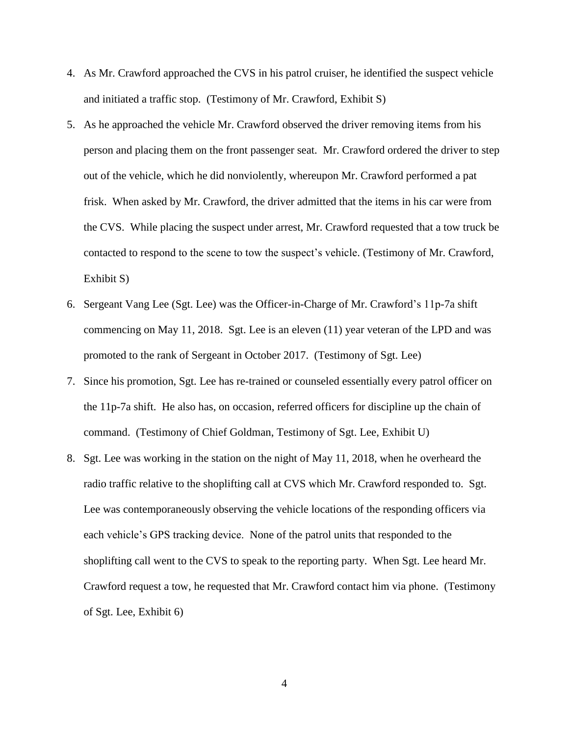4. As Mr. Crawford approached the CVS in his patrol cruiser, he identified the suspect vehicle and initiated a traffic stop. (Testimony of Mr. Crawford, Exhibit S)
5. As he approached the vehicle Mr. Crawford observed the driver removing items from his person and placing them on the front passenger seat. Mr. Crawford ordered the driver to step out of the vehicle, which he did nonviolently, whereupon Mr. Crawford performed a pat frisk. When asked by Mr. Crawford, the driver admitted that the items in his car were from the CVS. While placing the suspect under arrest, Mr. Crawford requested that a tow truck be contacted to respond to the scene to tow the suspect's vehicle. (Testimony of Mr. Crawford, Exhibit S)
6. Sergeant Vang Lee (Sgt. Lee) was the Officer-in-Charge of Mr. Crawford's 11p-7a shift commencing on May 11, 2018. Sgt. Lee is an eleven (11) year veteran of the LPD and was promoted to the rank of Sergeant in October 2017. (Testimony of Sgt. Lee)
7. Since his promotion, Sgt. Lee has re-trained or counseled essentially every patrol officer on the 11p-7a shift. He also has, on occasion, referred officers for discipline up the chain of command. (Testimony of Chief Goldman, Testimony of Sgt. Lee, Exhibit U)
8. Sgt. Lee was working in the station on the night of May 11, 2018, when he overheard the radio traffic relative to the shoplifting call at CVS which Mr. Crawford responded to. Sgt. Lee was contemporaneously observing the vehicle locations of the responding officers via each vehicle's GPS tracking device. None of the patrol units that responded to the shoplifting call went to the CVS to speak to the reporting party. When Sgt. Lee heard Mr. Crawford request a tow, he requested that Mr. Crawford contact him via phone. (Testimony of Sgt. Lee, Exhibit 6)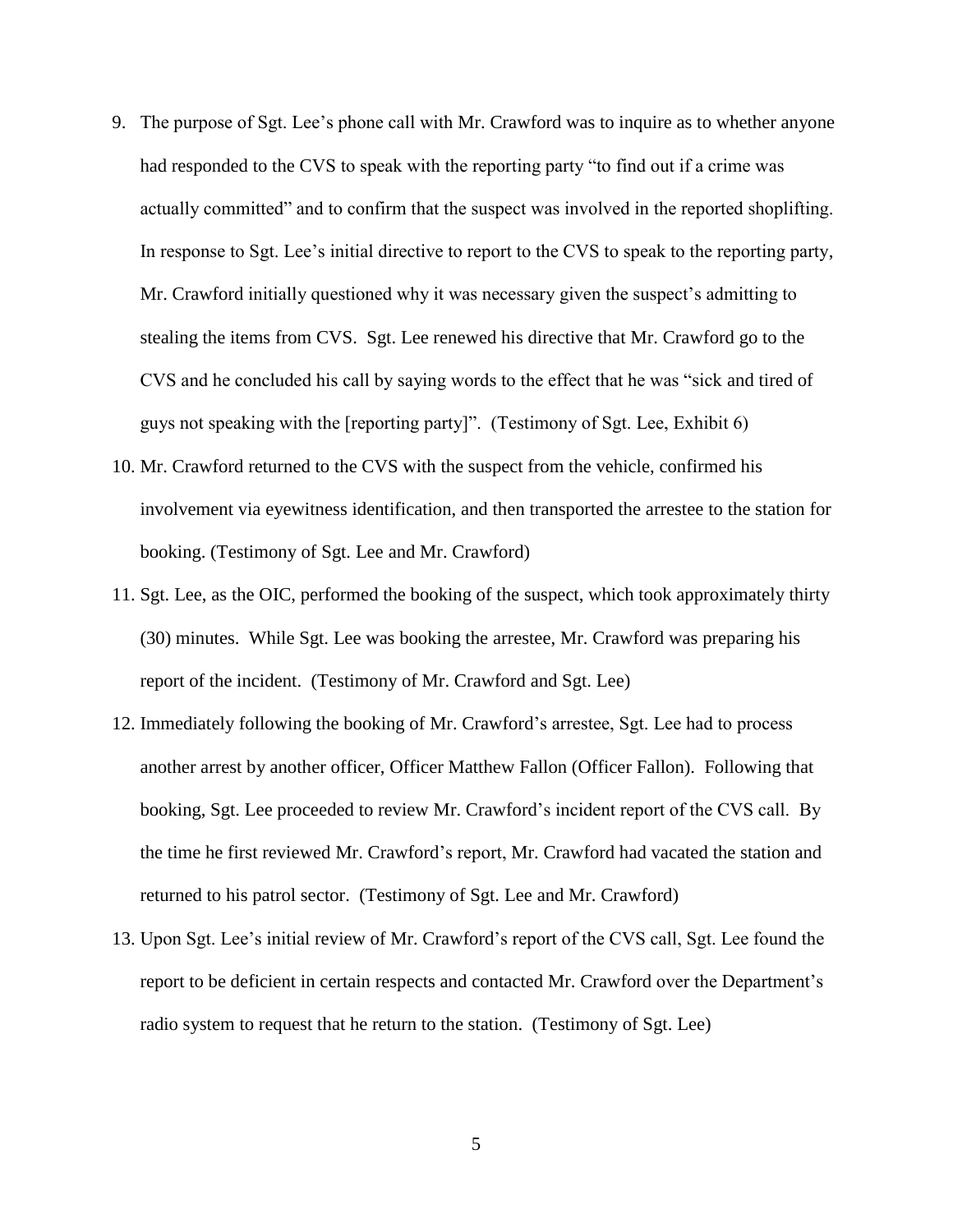9. The purpose of Sgt. Lee's phone call with Mr. Crawford was to inquire as to whether anyone had responded to the CVS to speak with the reporting party "to find out if a crime was actually committed" and to confirm that the suspect was involved in the reported shoplifting. In response to Sgt. Lee's initial directive to report to the CVS to speak to the reporting party, Mr. Crawford initially questioned why it was necessary given the suspect's admitting to stealing the items from CVS. Sgt. Lee renewed his directive that Mr. Crawford go to the CVS and he concluded his call by saying words to the effect that he was "sick and tired of guys not speaking with the [reporting party]". (Testimony of Sgt. Lee, Exhibit 6)

10. Mr. Crawford returned to the CVS with the suspect from the vehicle, confirmed his involvement via eyewitness identification, and then transported the arrestee to the station for booking. (Testimony of Sgt. Lee and Mr. Crawford)

11. Sgt. Lee, as the OIC, performed the booking of the suspect, which took approximately thirty (30) minutes. While Sgt. Lee was booking the arrestee, Mr. Crawford was preparing his report of the incident. (Testimony of Mr. Crawford and Sgt. Lee)

12. Immediately following the booking of Mr. Crawford's arrestee, Sgt. Lee had to process another arrest by another officer, Officer Matthew Fallon (Officer Fallon). Following that booking, Sgt. Lee proceeded to review Mr. Crawford's incident report of the CVS call. By the time he first reviewed Mr. Crawford's report, Mr. Crawford had vacated the station and returned to his patrol sector. (Testimony of Sgt. Lee and Mr. Crawford)

13. Upon Sgt. Lee's initial review of Mr. Crawford's report of the CVS call, Sgt. Lee found the report to be deficient in certain respects and contacted Mr. Crawford over the Department's radio system to request that he return to the station. (Testimony of Sgt. Lee)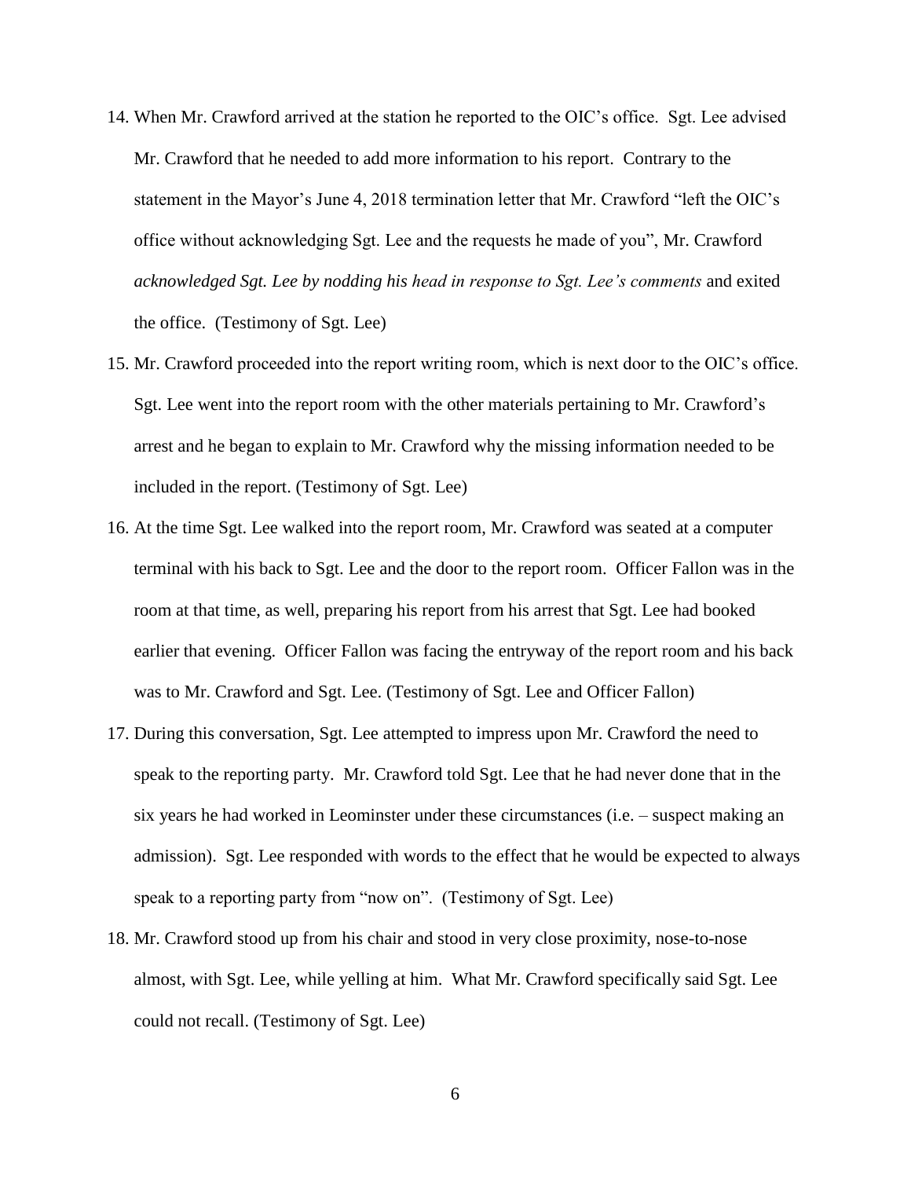14. When Mr. Crawford arrived at the station he reported to the OIC's office. Sgt. Lee advised Mr. Crawford that he needed to add more information to his report. Contrary to the statement in the Mayor's June 4, 2018 termination letter that Mr. Crawford "left the OIC's office without acknowledging Sgt. Lee and the requests he made of you", Mr. Crawford *acknowledged Sgt. Lee by nodding his head in response to Sgt. Lee's comments* and exited the office. (Testimony of Sgt. Lee)
15. Mr. Crawford proceeded into the report writing room, which is next door to the OIC's office. Sgt. Lee went into the report room with the other materials pertaining to Mr. Crawford's arrest and he began to explain to Mr. Crawford why the missing information needed to be included in the report. (Testimony of Sgt. Lee)
16. At the time Sgt. Lee walked into the report room, Mr. Crawford was seated at a computer terminal with his back to Sgt. Lee and the door to the report room. Officer Fallon was in the room at that time, as well, preparing his report from his arrest that Sgt. Lee had booked earlier that evening. Officer Fallon was facing the entryway of the report room and his back was to Mr. Crawford and Sgt. Lee. (Testimony of Sgt. Lee and Officer Fallon)
17. During this conversation, Sgt. Lee attempted to impress upon Mr. Crawford the need to speak to the reporting party. Mr. Crawford told Sgt. Lee that he had never done that in the six years he had worked in Leominster under these circumstances (i.e. – suspect making an admission). Sgt. Lee responded with words to the effect that he would be expected to always speak to a reporting party from "now on". (Testimony of Sgt. Lee)
18. Mr. Crawford stood up from his chair and stood in very close proximity, nose-to-nose almost, with Sgt. Lee, while yelling at him. What Mr. Crawford specifically said Sgt. Lee could not recall. (Testimony of Sgt. Lee)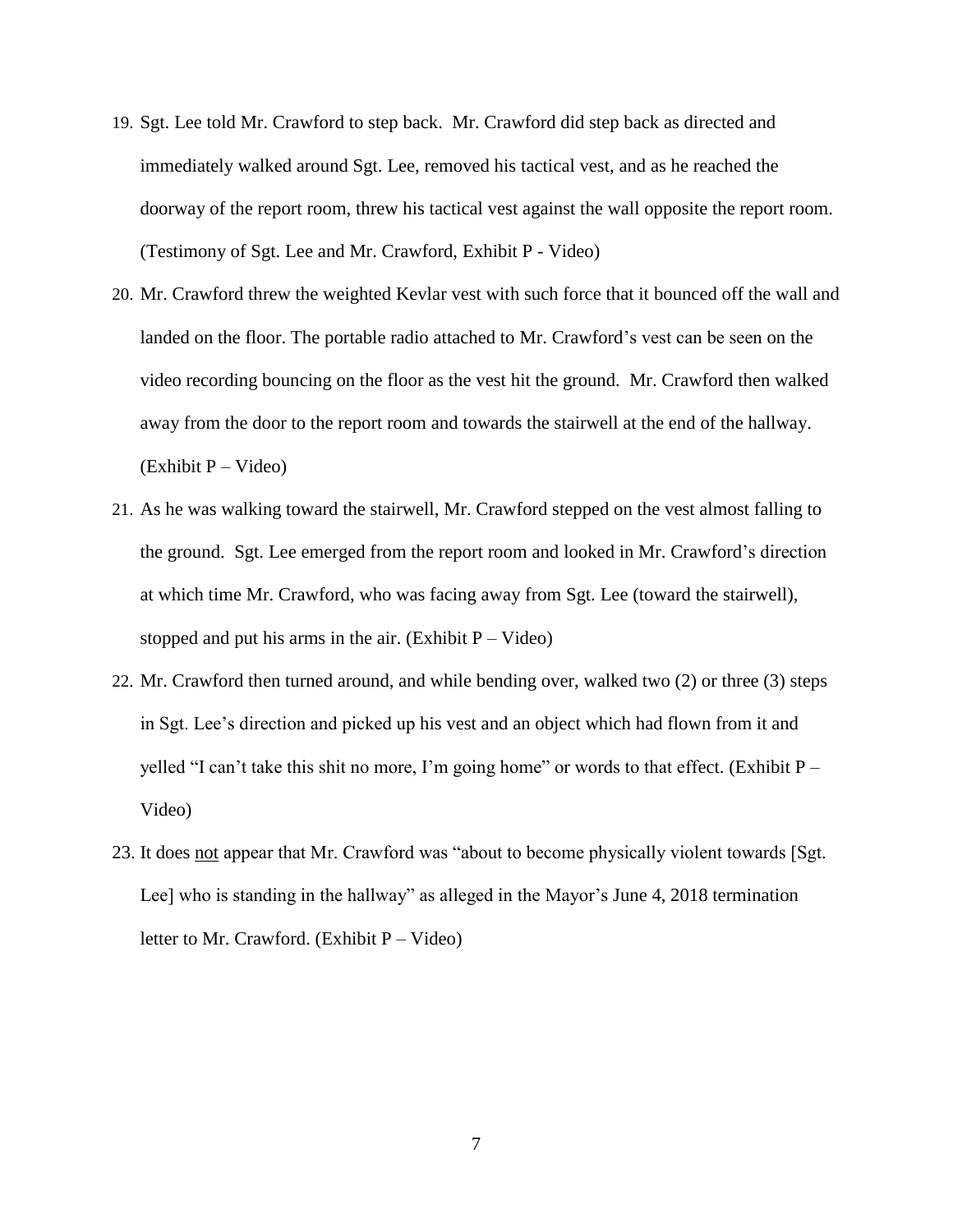19. Sgt. Lee told Mr. Crawford to step back. Mr. Crawford did step back as directed and immediately walked around Sgt. Lee, removed his tactical vest, and as he reached the doorway of the report room, threw his tactical vest against the wall opposite the report room. (Testimony of Sgt. Lee and Mr. Crawford, Exhibit P - Video)

20. Mr. Crawford threw the weighted Kevlar vest with such force that it bounced off the wall and landed on the floor. The portable radio attached to Mr. Crawford's vest can be seen on the video recording bouncing on the floor as the vest hit the ground. Mr. Crawford then walked away from the door to the report room and towards the stairwell at the end of the hallway. (Exhibit P – Video)

21. As he was walking toward the stairwell, Mr. Crawford stepped on the vest almost falling to the ground. Sgt. Lee emerged from the report room and looked in Mr. Crawford's direction at which time Mr. Crawford, who was facing away from Sgt. Lee (toward the stairwell), stopped and put his arms in the air. (Exhibit P – Video)

22. Mr. Crawford then turned around, and while bending over, walked two (2) or three (3) steps in Sgt. Lee's direction and picked up his vest and an object which had flown from it and yelled "I can't take this shit no more, I'm going home" or words to that effect. (Exhibit P – Video)

23. It does <u>not</u> appear that Mr. Crawford was "about to become physically violent towards [Sgt. Lee] who is standing in the hallway" as alleged in the Mayor's June 4, 2018 termination letter to Mr. Crawford. (Exhibit P – Video)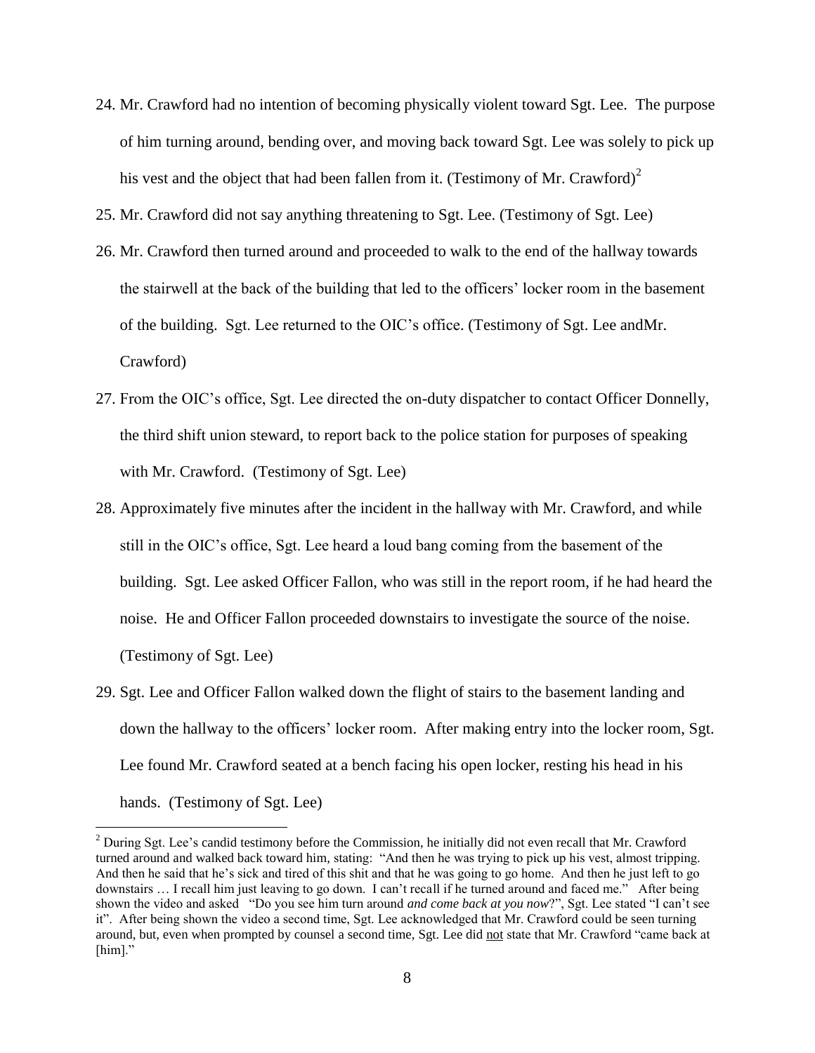24. Mr. Crawford had no intention of becoming physically violent toward Sgt. Lee. The purpose of him turning around, bending over, and moving back toward Sgt. Lee was solely to pick up his vest and the object that had been fallen from it. (Testimony of Mr. Crawford)[2]

25. Mr. Crawford did not say anything threatening to Sgt. Lee. (Testimony of Sgt. Lee)

26. Mr. Crawford then turned around and proceeded to walk to the end of the hallway towards the stairwell at the back of the building that led to the officers' locker room in the basement of the building. Sgt. Lee returned to the OIC's office. (Testimony of Sgt. Lee andMr. Crawford)

27. From the OIC's office, Sgt. Lee directed the on-duty dispatcher to contact Officer Donnelly, the third shift union steward, to report back to the police station for purposes of speaking with Mr. Crawford. (Testimony of Sgt. Lee)

28. Approximately five minutes after the incident in the hallway with Mr. Crawford, and while still in the OIC's office, Sgt. Lee heard a loud bang coming from the basement of the building. Sgt. Lee asked Officer Fallon, who was still in the report room, if he had heard the noise. He and Officer Fallon proceeded downstairs to investigate the source of the noise. (Testimony of Sgt. Lee)

29. Sgt. Lee and Officer Fallon walked down the flight of stairs to the basement landing and down the hallway to the officers' locker room. After making entry into the locker room, Sgt. Lee found Mr. Crawford seated at a bench facing his open locker, resting his head in his hands. (Testimony of Sgt. Lee)

---

[2] During Sgt. Lee's candid testimony before the Commission, he initially did not even recall that Mr. Crawford turned around and walked back toward him, stating: "And then he was trying to pick up his vest, almost tripping. And then he said that he's sick and tired of this shit and that he was going to go home. And then he just left to go downstairs … I recall him just leaving to go down. I can't recall if he turned around and faced me." After being shown the video and asked "Do you see him turn around *and come back at you now*?", Sgt. Lee stated "I can't see it". After being shown the video a second time, Sgt. Lee acknowledged that Mr. Crawford could be seen turning around, but, even when prompted by counsel a second time, Sgt. Lee did <u>not</u> state that Mr. Crawford "came back at [him]."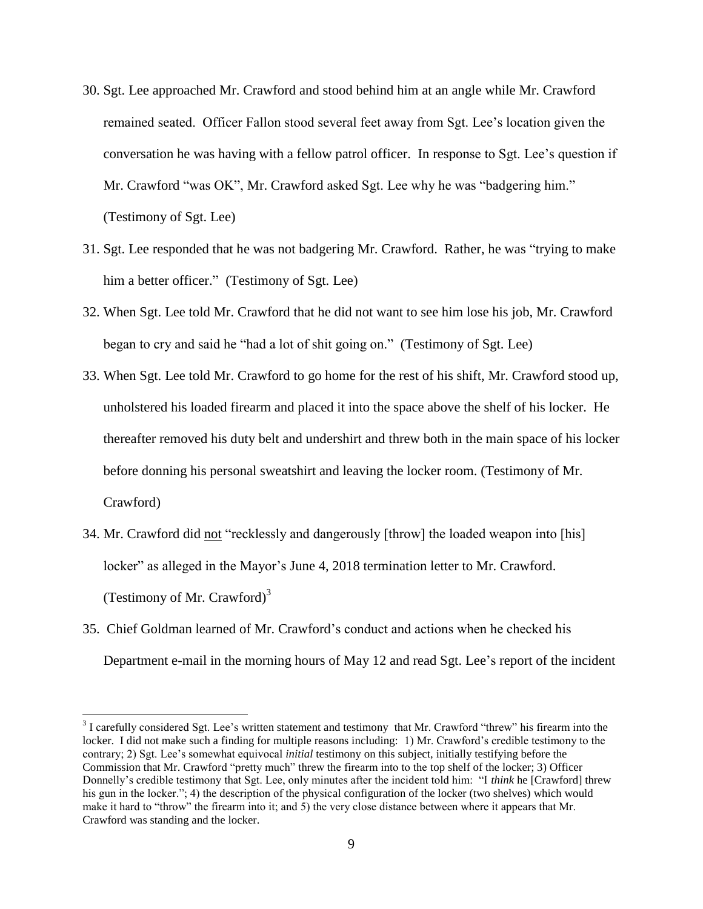30. Sgt. Lee approached Mr. Crawford and stood behind him at an angle while Mr. Crawford remained seated. Officer Fallon stood several feet away from Sgt. Lee's location given the conversation he was having with a fellow patrol officer. In response to Sgt. Lee's question if Mr. Crawford "was OK", Mr. Crawford asked Sgt. Lee why he was "badgering him." (Testimony of Sgt. Lee)

31. Sgt. Lee responded that he was not badgering Mr. Crawford. Rather, he was "trying to make him a better officer." (Testimony of Sgt. Lee)

32. When Sgt. Lee told Mr. Crawford that he did not want to see him lose his job, Mr. Crawford began to cry and said he "had a lot of shit going on." (Testimony of Sgt. Lee)

33. When Sgt. Lee told Mr. Crawford to go home for the rest of his shift, Mr. Crawford stood up, unholstered his loaded firearm and placed it into the space above the shelf of his locker. He thereafter removed his duty belt and undershirt and threw both in the main space of his locker before donning his personal sweatshirt and leaving the locker room. (Testimony of Mr. Crawford)

34. Mr. Crawford did <u>not</u> "recklessly and dangerously [throw] the loaded weapon into [his] locker" as alleged in the Mayor's June 4, 2018 termination letter to Mr. Crawford. (Testimony of Mr. Crawford)[3]

35. Chief Goldman learned of Mr. Crawford's conduct and actions when he checked his Department e-mail in the morning hours of May 12 and read Sgt. Lee's report of the incident

---

[3] I carefully considered Sgt. Lee's written statement and testimony that Mr. Crawford "threw" his firearm into the locker. I did not make such a finding for multiple reasons including: 1) Mr. Crawford's credible testimony to the contrary; 2) Sgt. Lee's somewhat equivocal *initial* testimony on this subject, initially testifying before the Commission that Mr. Crawford "pretty much" threw the firearm into to the top shelf of the locker; 3) Officer Donnelly's credible testimony that Sgt. Lee, only minutes after the incident told him: "I *think* he [Crawford] threw his gun in the locker."; 4) the description of the physical configuration of the locker (two shelves) which would make it hard to "throw" the firearm into it; and 5) the very close distance between where it appears that Mr. Crawford was standing and the locker.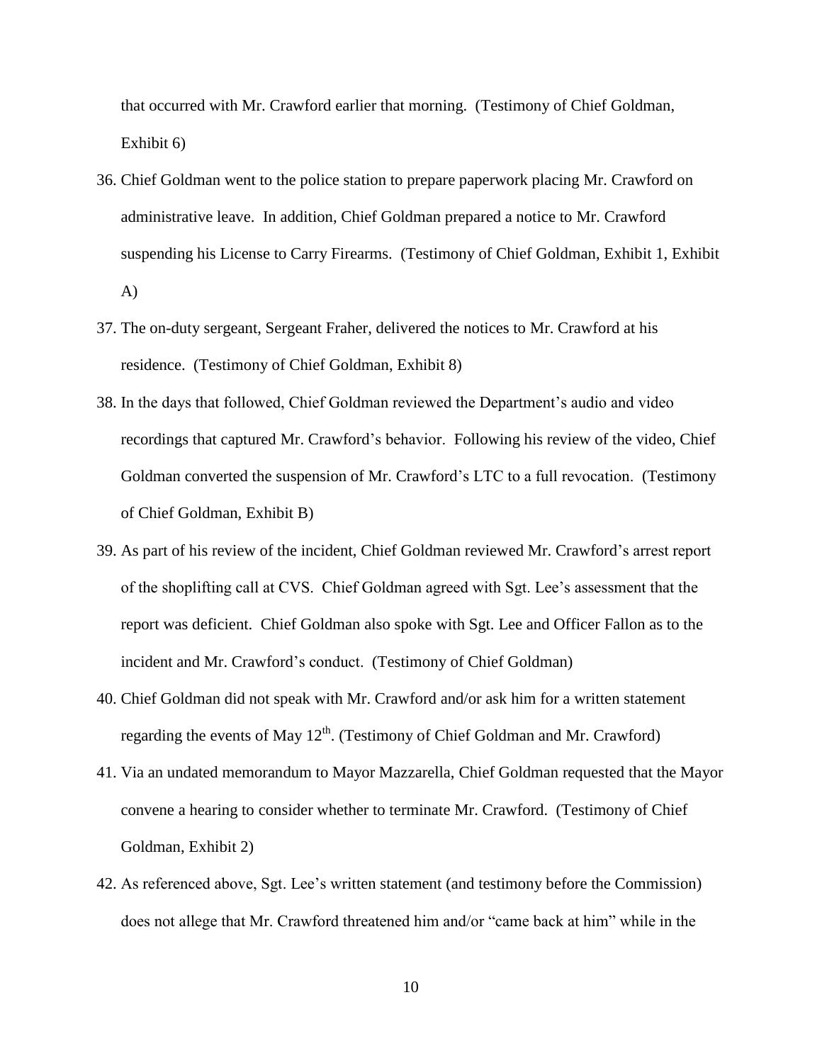that occurred with Mr. Crawford earlier that morning. (Testimony of Chief Goldman, Exhibit 6)

36. Chief Goldman went to the police station to prepare paperwork placing Mr. Crawford on administrative leave. In addition, Chief Goldman prepared a notice to Mr. Crawford suspending his License to Carry Firearms. (Testimony of Chief Goldman, Exhibit 1, Exhibit A)

37. The on-duty sergeant, Sergeant Fraher, delivered the notices to Mr. Crawford at his residence. (Testimony of Chief Goldman, Exhibit 8)

38. In the days that followed, Chief Goldman reviewed the Department's audio and video recordings that captured Mr. Crawford's behavior. Following his review of the video, Chief Goldman converted the suspension of Mr. Crawford's LTC to a full revocation. (Testimony of Chief Goldman, Exhibit B)

39. As part of his review of the incident, Chief Goldman reviewed Mr. Crawford's arrest report of the shoplifting call at CVS. Chief Goldman agreed with Sgt. Lee's assessment that the report was deficient. Chief Goldman also spoke with Sgt. Lee and Officer Fallon as to the incident and Mr. Crawford's conduct. (Testimony of Chief Goldman)

40. Chief Goldman did not speak with Mr. Crawford and/or ask him for a written statement regarding the events of May 12th. (Testimony of Chief Goldman and Mr. Crawford)

41. Via an undated memorandum to Mayor Mazzarella, Chief Goldman requested that the Mayor convene a hearing to consider whether to terminate Mr. Crawford. (Testimony of Chief Goldman, Exhibit 2)

42. As referenced above, Sgt. Lee's written statement (and testimony before the Commission) does not allege that Mr. Crawford threatened him and/or "came back at him" while in the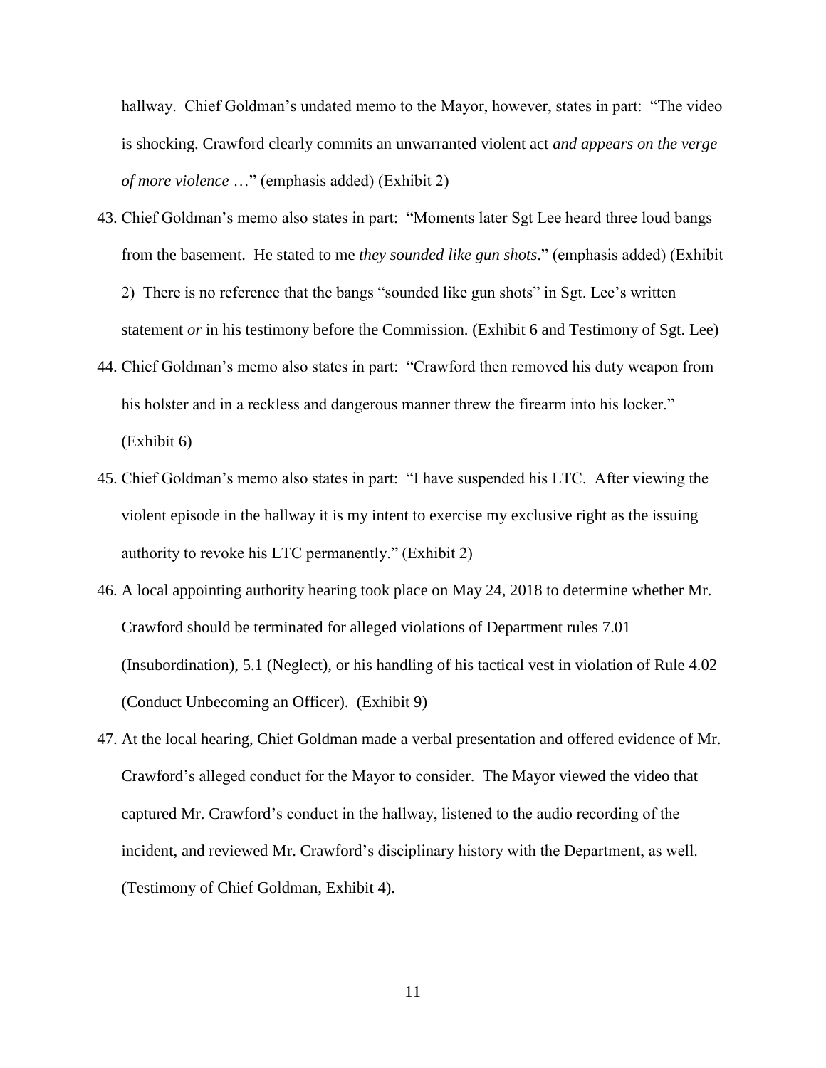hallway. Chief Goldman's undated memo to the Mayor, however, states in part: "The video is shocking. Crawford clearly commits an unwarranted violent act *and appears on the verge of more violence* …" (emphasis added) (Exhibit 2)

43. Chief Goldman's memo also states in part: "Moments later Sgt Lee heard three loud bangs from the basement. He stated to me *they sounded like gun shots*." (emphasis added) (Exhibit 2) There is no reference that the bangs "sounded like gun shots" in Sgt. Lee's written statement *or* in his testimony before the Commission. (Exhibit 6 and Testimony of Sgt. Lee)

44. Chief Goldman's memo also states in part: "Crawford then removed his duty weapon from his holster and in a reckless and dangerous manner threw the firearm into his locker." (Exhibit 6)

45. Chief Goldman's memo also states in part: "I have suspended his LTC. After viewing the violent episode in the hallway it is my intent to exercise my exclusive right as the issuing authority to revoke his LTC permanently." (Exhibit 2)

46. A local appointing authority hearing took place on May 24, 2018 to determine whether Mr. Crawford should be terminated for alleged violations of Department rules 7.01 (Insubordination), 5.1 (Neglect), or his handling of his tactical vest in violation of Rule 4.02 (Conduct Unbecoming an Officer). (Exhibit 9)

47. At the local hearing, Chief Goldman made a verbal presentation and offered evidence of Mr. Crawford's alleged conduct for the Mayor to consider. The Mayor viewed the video that captured Mr. Crawford's conduct in the hallway, listened to the audio recording of the incident, and reviewed Mr. Crawford's disciplinary history with the Department, as well. (Testimony of Chief Goldman, Exhibit 4).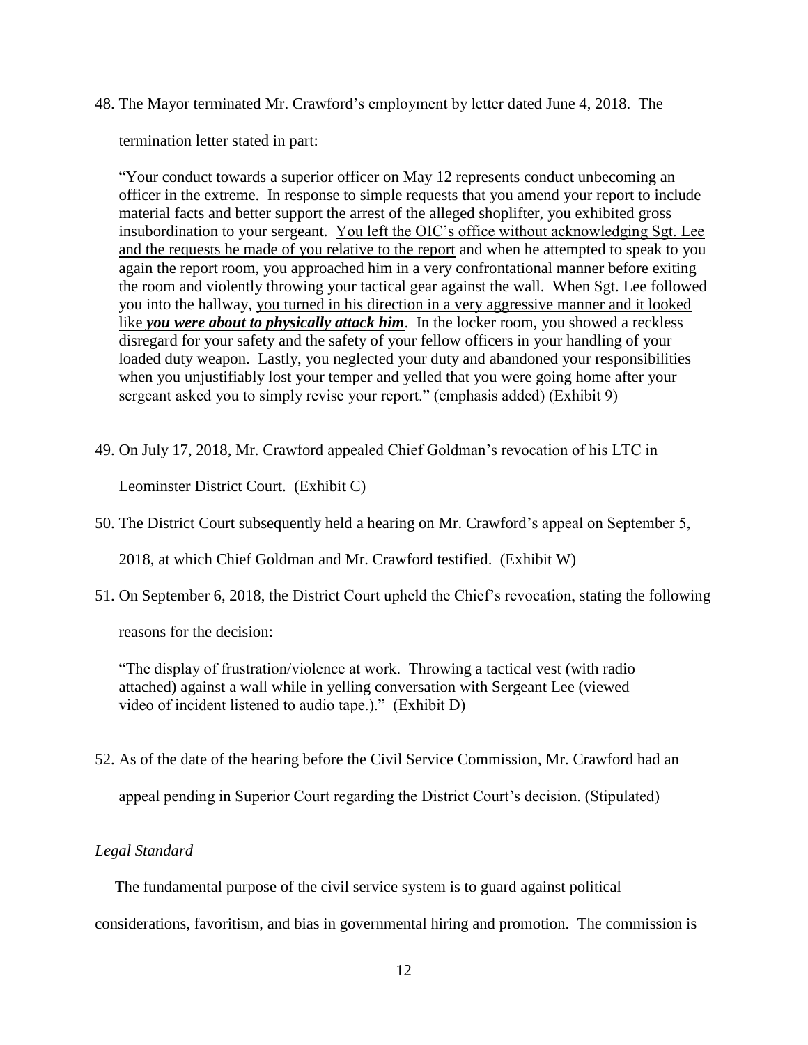48. The Mayor terminated Mr. Crawford's employment by letter dated June 4, 2018. The termination letter stated in part:

> "Your conduct towards a superior officer on May 12 represents conduct unbecoming an officer in the extreme. In response to simple requests that you amend your report to include material facts and better support the arrest of the alleged shoplifter, you exhibited gross insubordination to your sergeant. <u>You left the OIC's office without acknowledging Sgt. Lee and the requests he made of you relative to the report</u> and when he attempted to speak to you again the report room, you approached him in a very confrontational manner before exiting the room and violently throwing your tactical gear against the wall. When Sgt. Lee followed you into the hallway, <u>you turned in his direction in a very aggressive manner and it looked like ***you were about to physically attack him***</u>. <u>In the locker room, you showed a reckless disregard for your safety and the safety of your fellow officers in your handling of your loaded duty weapon</u>. Lastly, you neglected your duty and abandoned your responsibilities when you unjustifiably lost your temper and yelled that you were going home after your sergeant asked you to simply revise your report." (emphasis added) (Exhibit 9)

49. On July 17, 2018, Mr. Crawford appealed Chief Goldman's revocation of his LTC in Leominster District Court. (Exhibit C)

50. The District Court subsequently held a hearing on Mr. Crawford's appeal on September 5, 2018, at which Chief Goldman and Mr. Crawford testified. (Exhibit W)

51. On September 6, 2018, the District Court upheld the Chief's revocation, stating the following reasons for the decision:

> "The display of frustration/violence at work. Throwing a tactical vest (with radio attached) against a wall while in yelling conversation with Sergeant Lee (viewed video of incident listened to audio tape.)." (Exhibit D)

52. As of the date of the hearing before the Civil Service Commission, Mr. Crawford had an appeal pending in Superior Court regarding the District Court's decision. (Stipulated)

*Legal Standard*

The fundamental purpose of the civil service system is to guard against political considerations, favoritism, and bias in governmental hiring and promotion. The commission is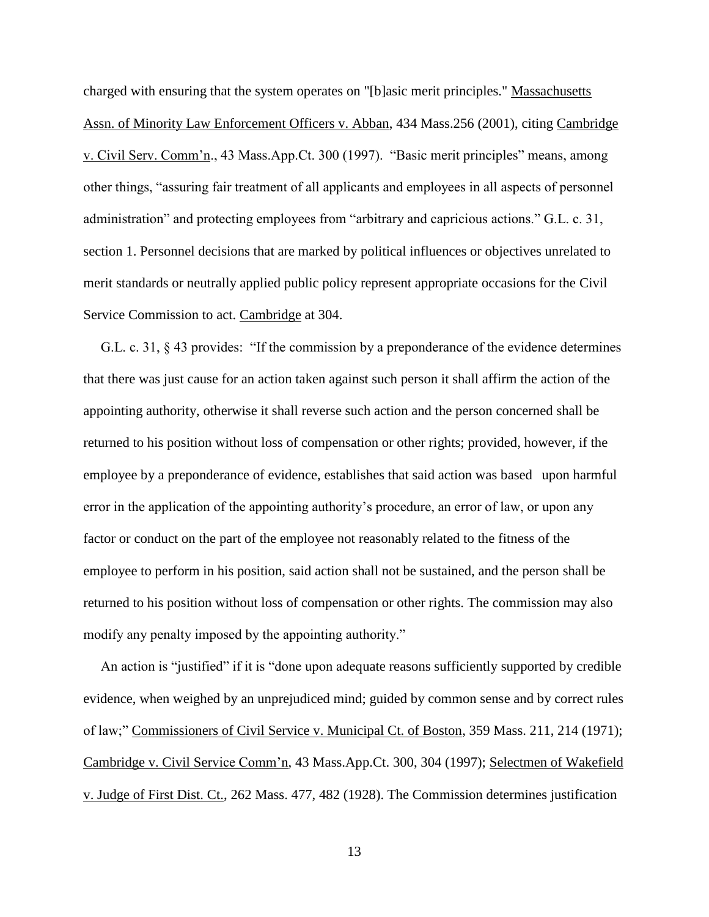charged with ensuring that the system operates on "[b]asic merit principles." Massachusetts Assn. of Minority Law Enforcement Officers v. Abban, 434 Mass.256 (2001), citing Cambridge v. Civil Serv. Comm'n., 43 Mass.App.Ct. 300 (1997). "Basic merit principles" means, among other things, "assuring fair treatment of all applicants and employees in all aspects of personnel administration" and protecting employees from "arbitrary and capricious actions." G.L. c. 31, section 1. Personnel decisions that are marked by political influences or objectives unrelated to merit standards or neutrally applied public policy represent appropriate occasions for the Civil Service Commission to act. Cambridge at 304.

G.L. c. 31, § 43 provides: "If the commission by a preponderance of the evidence determines that there was just cause for an action taken against such person it shall affirm the action of the appointing authority, otherwise it shall reverse such action and the person concerned shall be returned to his position without loss of compensation or other rights; provided, however, if the employee by a preponderance of evidence, establishes that said action was based upon harmful error in the application of the appointing authority's procedure, an error of law, or upon any factor or conduct on the part of the employee not reasonably related to the fitness of the employee to perform in his position, said action shall not be sustained, and the person shall be returned to his position without loss of compensation or other rights. The commission may also modify any penalty imposed by the appointing authority."

An action is "justified" if it is "done upon adequate reasons sufficiently supported by credible evidence, when weighed by an unprejudiced mind; guided by common sense and by correct rules of law;" Commissioners of Civil Service v. Municipal Ct. of Boston, 359 Mass. 211, 214 (1971); Cambridge v. Civil Service Comm'n, 43 Mass.App.Ct. 300, 304 (1997); Selectmen of Wakefield v. Judge of First Dist. Ct., 262 Mass. 477, 482 (1928). The Commission determines justification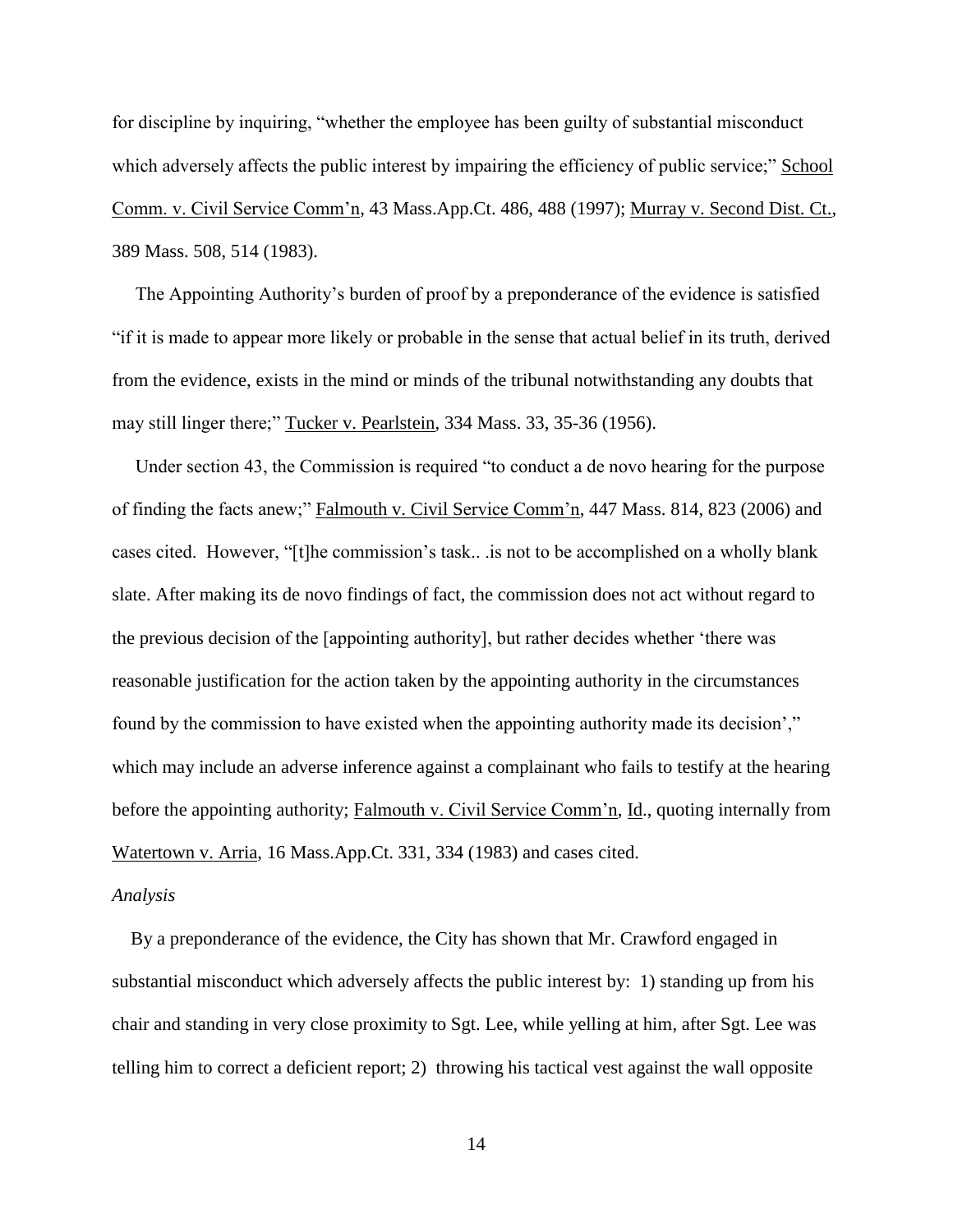for discipline by inquiring, "whether the employee has been guilty of substantial misconduct which adversely affects the public interest by impairing the efficiency of public service;" School Comm. v. Civil Service Comm'n, 43 Mass.App.Ct. 486, 488 (1997); Murray v. Second Dist. Ct., 389 Mass. 508, 514 (1983).

The Appointing Authority's burden of proof by a preponderance of the evidence is satisfied "if it is made to appear more likely or probable in the sense that actual belief in its truth, derived from the evidence, exists in the mind or minds of the tribunal notwithstanding any doubts that may still linger there;" Tucker v. Pearlstein, 334 Mass. 33, 35-36 (1956).

Under section 43, the Commission is required "to conduct a de novo hearing for the purpose of finding the facts anew;" Falmouth v. Civil Service Comm'n, 447 Mass. 814, 823 (2006) and cases cited. However, "[t]he commission's task.. .is not to be accomplished on a wholly blank slate. After making its de novo findings of fact, the commission does not act without regard to the previous decision of the [appointing authority], but rather decides whether 'there was reasonable justification for the action taken by the appointing authority in the circumstances found by the commission to have existed when the appointing authority made its decision'," which may include an adverse inference against a complainant who fails to testify at the hearing before the appointing authority; Falmouth v. Civil Service Comm'n, Id., quoting internally from Watertown v. Arria, 16 Mass.App.Ct. 331, 334 (1983) and cases cited.

*Analysis*

By a preponderance of the evidence, the City has shown that Mr. Crawford engaged in substantial misconduct which adversely affects the public interest by: 1) standing up from his chair and standing in very close proximity to Sgt. Lee, while yelling at him, after Sgt. Lee was telling him to correct a deficient report; 2) throwing his tactical vest against the wall opposite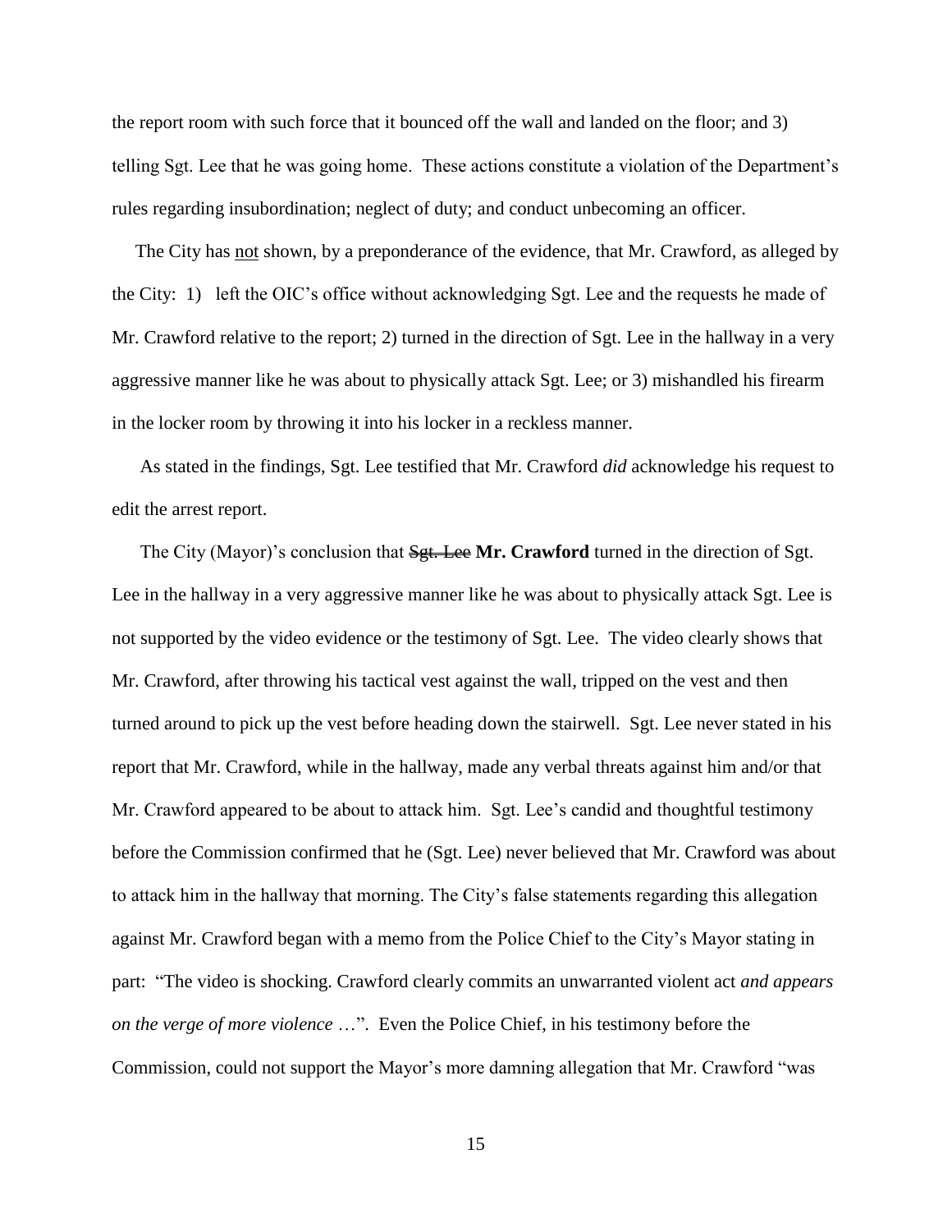the report room with such force that it bounced off the wall and landed on the floor; and 3) telling Sgt. Lee that he was going home. These actions constitute a violation of the Department's rules regarding insubordination; neglect of duty; and conduct unbecoming an officer.

The City has <u>not</u> shown, by a preponderance of the evidence, that Mr. Crawford, as alleged by the City: 1) left the OIC's office without acknowledging Sgt. Lee and the requests he made of Mr. Crawford relative to the report; 2) turned in the direction of Sgt. Lee in the hallway in a very aggressive manner like he was about to physically attack Sgt. Lee; or 3) mishandled his firearm in the locker room by throwing it into his locker in a reckless manner.

As stated in the findings, Sgt. Lee testified that Mr. Crawford *did* acknowledge his request to edit the arrest report.

The City (Mayor)'s conclusion that ~~Sgt. Lee~~ **Mr. Crawford** turned in the direction of Sgt. Lee in the hallway in a very aggressive manner like he was about to physically attack Sgt. Lee is not supported by the video evidence or the testimony of Sgt. Lee. The video clearly shows that Mr. Crawford, after throwing his tactical vest against the wall, tripped on the vest and then turned around to pick up the vest before heading down the stairwell. Sgt. Lee never stated in his report that Mr. Crawford, while in the hallway, made any verbal threats against him and/or that Mr. Crawford appeared to be about to attack him. Sgt. Lee's candid and thoughtful testimony before the Commission confirmed that he (Sgt. Lee) never believed that Mr. Crawford was about to attack him in the hallway that morning. The City's false statements regarding this allegation against Mr. Crawford began with a memo from the Police Chief to the City's Mayor stating in part: "The video is shocking. Crawford clearly commits an unwarranted violent act *and appears on the verge of more violence* …". Even the Police Chief, in his testimony before the Commission, could not support the Mayor's more damning allegation that Mr. Crawford "was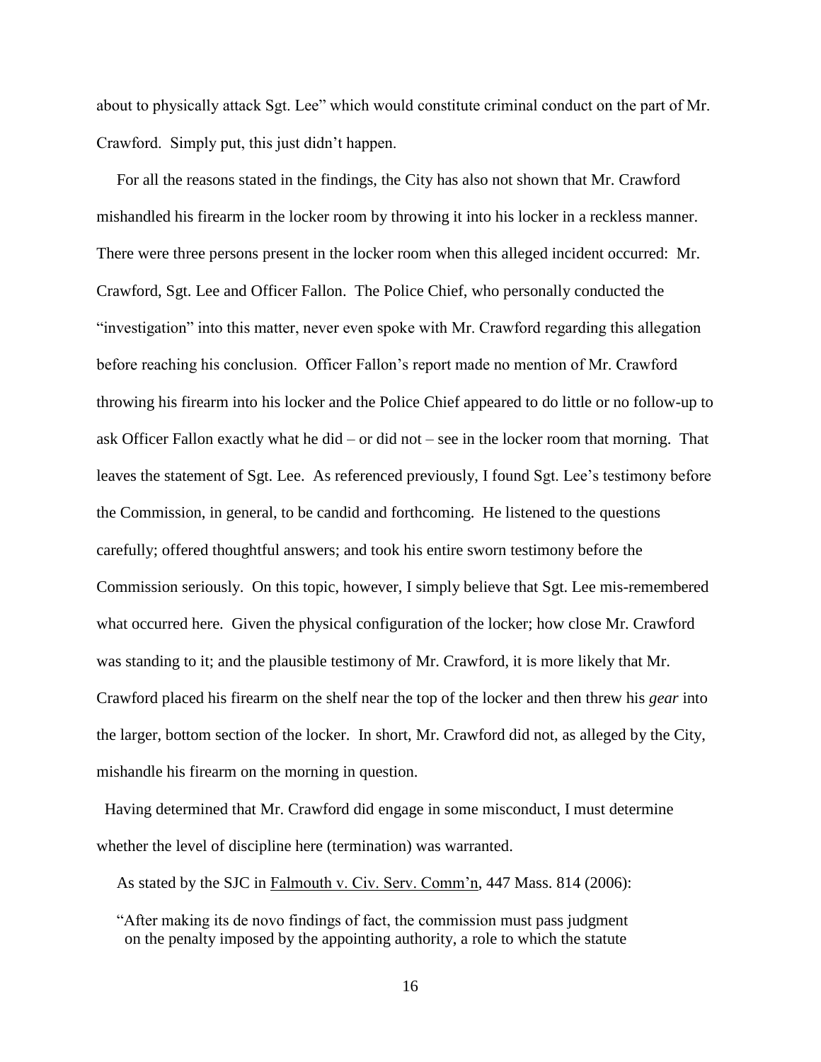about to physically attack Sgt. Lee" which would constitute criminal conduct on the part of Mr. Crawford. Simply put, this just didn't happen.

For all the reasons stated in the findings, the City has also not shown that Mr. Crawford mishandled his firearm in the locker room by throwing it into his locker in a reckless manner. There were three persons present in the locker room when this alleged incident occurred: Mr. Crawford, Sgt. Lee and Officer Fallon. The Police Chief, who personally conducted the "investigation" into this matter, never even spoke with Mr. Crawford regarding this allegation before reaching his conclusion. Officer Fallon's report made no mention of Mr. Crawford throwing his firearm into his locker and the Police Chief appeared to do little or no follow-up to ask Officer Fallon exactly what he did – or did not – see in the locker room that morning. That leaves the statement of Sgt. Lee. As referenced previously, I found Sgt. Lee's testimony before the Commission, in general, to be candid and forthcoming. He listened to the questions carefully; offered thoughtful answers; and took his entire sworn testimony before the Commission seriously. On this topic, however, I simply believe that Sgt. Lee mis-remembered what occurred here. Given the physical configuration of the locker; how close Mr. Crawford was standing to it; and the plausible testimony of Mr. Crawford, it is more likely that Mr. Crawford placed his firearm on the shelf near the top of the locker and then threw his *gear* into the larger, bottom section of the locker. In short, Mr. Crawford did not, as alleged by the City, mishandle his firearm on the morning in question.

Having determined that Mr. Crawford did engage in some misconduct, I must determine whether the level of discipline here (termination) was warranted.

As stated by the SJC in Falmouth v. Civ. Serv. Comm'n, 447 Mass. 814 (2006):

> "After making its de novo findings of fact, the commission must pass judgment on the penalty imposed by the appointing authority, a role to which the statute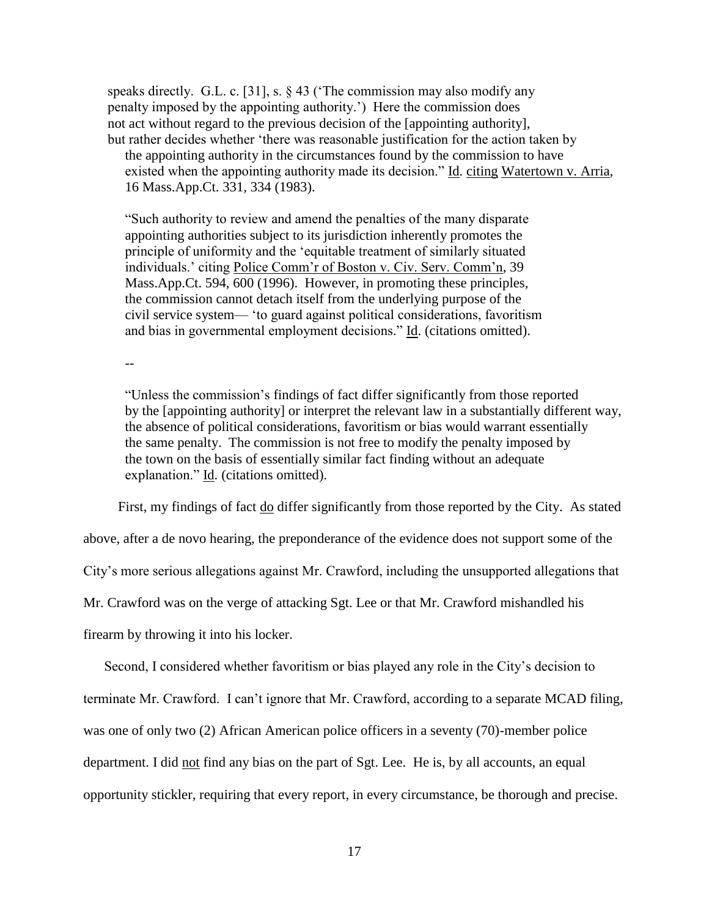> speaks directly. G.L. c. [31], s. § 43 ('The commission may also modify any penalty imposed by the appointing authority.') Here the commission does not act without regard to the previous decision of the [appointing authority], but rather decides whether 'there was reasonable justification for the action taken by the appointing authority in the circumstances found by the commission to have existed when the appointing authority made its decision." Id. citing Watertown v. Arria, 16 Mass.App.Ct. 331, 334 (1983).
>
> "Such authority to review and amend the penalties of the many disparate appointing authorities subject to its jurisdiction inherently promotes the principle of uniformity and the 'equitable treatment of similarly situated individuals.' citing Police Comm'r of Boston v. Civ. Serv. Comm'n, 39 Mass.App.Ct. 594, 600 (1996). However, in promoting these principles, the commission cannot detach itself from the underlying purpose of the civil service system— 'to guard against political considerations, favoritism and bias in governmental employment decisions." Id. (citations omitted).
>
> --
>
> "Unless the commission's findings of fact differ significantly from those reported by the [appointing authority] or interpret the relevant law in a substantially different way, the absence of political considerations, favoritism or bias would warrant essentially the same penalty. The commission is not free to modify the penalty imposed by the town on the basis of essentially similar fact finding without an adequate explanation." Id. (citations omitted).

First, my findings of fact do differ significantly from those reported by the City. As stated above, after a de novo hearing, the preponderance of the evidence does not support some of the City's more serious allegations against Mr. Crawford, including the unsupported allegations that Mr. Crawford was on the verge of attacking Sgt. Lee or that Mr. Crawford mishandled his firearm by throwing it into his locker.

Second, I considered whether favoritism or bias played any role in the City's decision to terminate Mr. Crawford. I can't ignore that Mr. Crawford, according to a separate MCAD filing, was one of only two (2) African American police officers in a seventy (70)-member police department. I did not find any bias on the part of Sgt. Lee. He is, by all accounts, an equal opportunity stickler, requiring that every report, in every circumstance, be thorough and precise.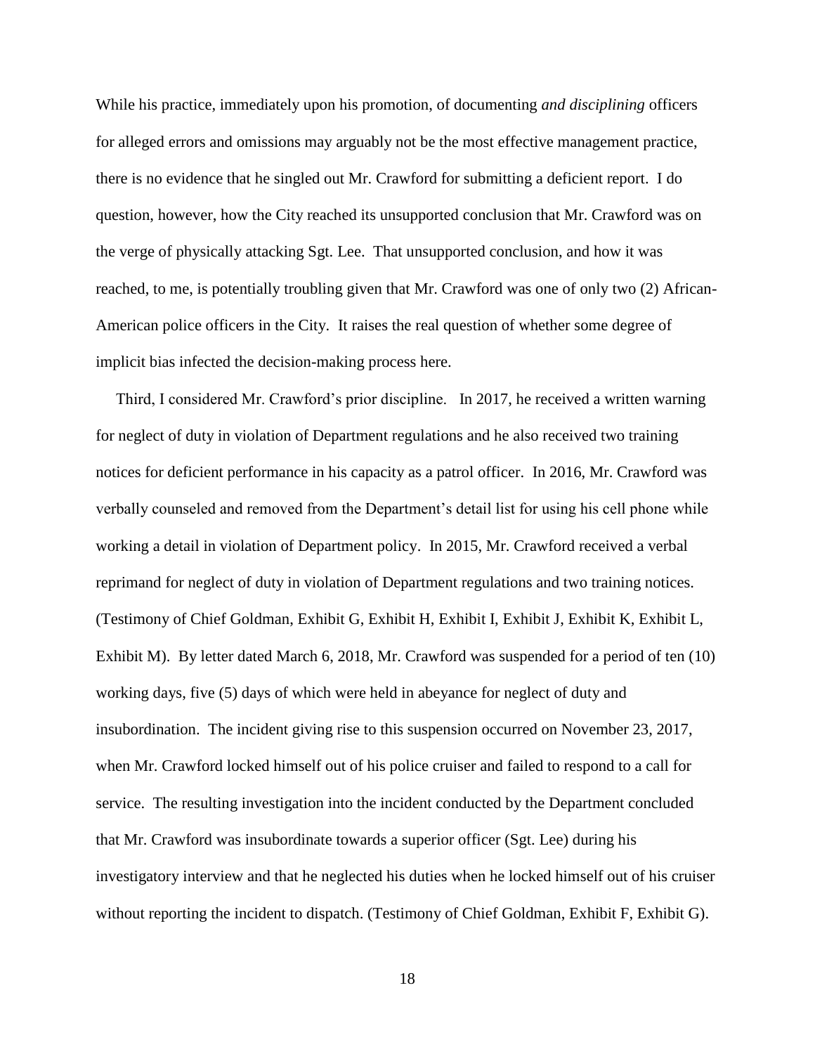While his practice, immediately upon his promotion, of documenting *and disciplining* officers for alleged errors and omissions may arguably not be the most effective management practice, there is no evidence that he singled out Mr. Crawford for submitting a deficient report. I do question, however, how the City reached its unsupported conclusion that Mr. Crawford was on the verge of physically attacking Sgt. Lee. That unsupported conclusion, and how it was reached, to me, is potentially troubling given that Mr. Crawford was one of only two (2) African-American police officers in the City. It raises the real question of whether some degree of implicit bias infected the decision-making process here.

Third, I considered Mr. Crawford's prior discipline. In 2017, he received a written warning for neglect of duty in violation of Department regulations and he also received two training notices for deficient performance in his capacity as a patrol officer. In 2016, Mr. Crawford was verbally counseled and removed from the Department's detail list for using his cell phone while working a detail in violation of Department policy. In 2015, Mr. Crawford received a verbal reprimand for neglect of duty in violation of Department regulations and two training notices. (Testimony of Chief Goldman, Exhibit G, Exhibit H, Exhibit I, Exhibit J, Exhibit K, Exhibit L, Exhibit M). By letter dated March 6, 2018, Mr. Crawford was suspended for a period of ten (10) working days, five (5) days of which were held in abeyance for neglect of duty and insubordination. The incident giving rise to this suspension occurred on November 23, 2017, when Mr. Crawford locked himself out of his police cruiser and failed to respond to a call for service. The resulting investigation into the incident conducted by the Department concluded that Mr. Crawford was insubordinate towards a superior officer (Sgt. Lee) during his investigatory interview and that he neglected his duties when he locked himself out of his cruiser without reporting the incident to dispatch. (Testimony of Chief Goldman, Exhibit F, Exhibit G).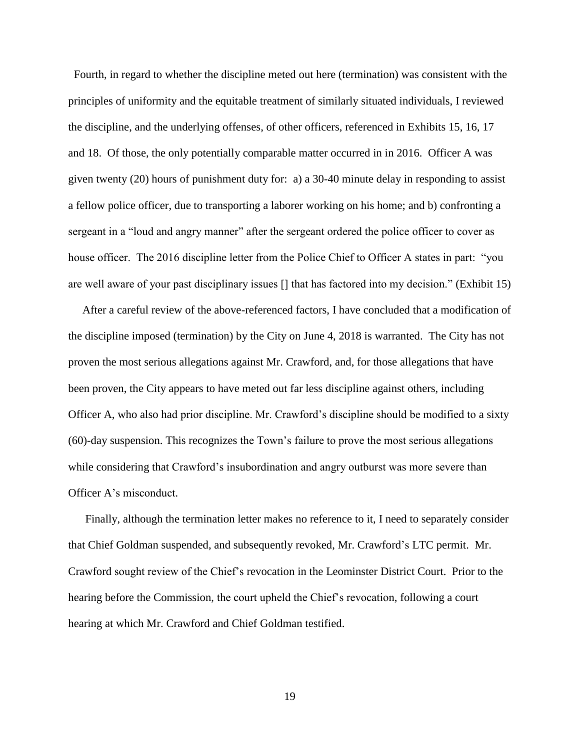Fourth, in regard to whether the discipline meted out here (termination) was consistent with the principles of uniformity and the equitable treatment of similarly situated individuals, I reviewed the discipline, and the underlying offenses, of other officers, referenced in Exhibits 15, 16, 17 and 18. Of those, the only potentially comparable matter occurred in in 2016. Officer A was given twenty (20) hours of punishment duty for: a) a 30-40 minute delay in responding to assist a fellow police officer, due to transporting a laborer working on his home; and b) confronting a sergeant in a "loud and angry manner" after the sergeant ordered the police officer to cover as house officer. The 2016 discipline letter from the Police Chief to Officer A states in part: "you are well aware of your past disciplinary issues [] that has factored into my decision." (Exhibit 15)

After a careful review of the above-referenced factors, I have concluded that a modification of the discipline imposed (termination) by the City on June 4, 2018 is warranted. The City has not proven the most serious allegations against Mr. Crawford, and, for those allegations that have been proven, the City appears to have meted out far less discipline against others, including Officer A, who also had prior discipline. Mr. Crawford's discipline should be modified to a sixty (60)-day suspension. This recognizes the Town's failure to prove the most serious allegations while considering that Crawford's insubordination and angry outburst was more severe than Officer A's misconduct.

Finally, although the termination letter makes no reference to it, I need to separately consider that Chief Goldman suspended, and subsequently revoked, Mr. Crawford's LTC permit. Mr. Crawford sought review of the Chief's revocation in the Leominster District Court. Prior to the hearing before the Commission, the court upheld the Chief's revocation, following a court hearing at which Mr. Crawford and Chief Goldman testified.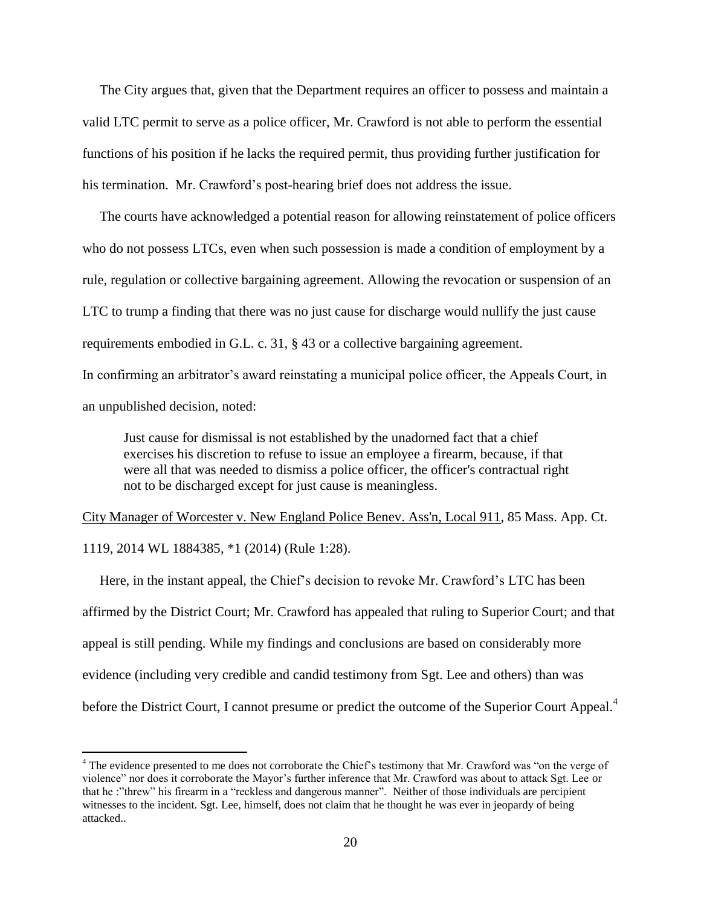The City argues that, given that the Department requires an officer to possess and maintain a valid LTC permit to serve as a police officer, Mr. Crawford is not able to perform the essential functions of his position if he lacks the required permit, thus providing further justification for his termination. Mr. Crawford's post-hearing brief does not address the issue.

The courts have acknowledged a potential reason for allowing reinstatement of police officers who do not possess LTCs, even when such possession is made a condition of employment by a rule, regulation or collective bargaining agreement. Allowing the revocation or suspension of an LTC to trump a finding that there was no just cause for discharge would nullify the just cause requirements embodied in G.L. c. 31, § 43 or a collective bargaining agreement.

In confirming an arbitrator's award reinstating a municipal police officer, the Appeals Court, in an unpublished decision, noted:

> Just cause for dismissal is not established by the unadorned fact that a chief exercises his discretion to refuse to issue an employee a firearm, because, if that were all that was needed to dismiss a police officer, the officer's contractual right not to be discharged except for just cause is meaningless.

City Manager of Worcester v. New England Police Benev. Ass'n, Local 911, 85 Mass. App. Ct. 1119, 2014 WL 1884385, *1 (2014) (Rule 1:28).

Here, in the instant appeal, the Chief's decision to revoke Mr. Crawford's LTC has been affirmed by the District Court; Mr. Crawford has appealed that ruling to Superior Court; and that appeal is still pending. While my findings and conclusions are based on considerably more evidence (including very credible and candid testimony from Sgt. Lee and others) than was before the District Court, I cannot presume or predict the outcome of the Superior Court Appeal.[4]

---

[4] The evidence presented to me does not corroborate the Chief's testimony that Mr. Crawford was "on the verge of violence" nor does it corroborate the Mayor's further inference that Mr. Crawford was about to attack Sgt. Lee or that he :"threw" his firearm in a "reckless and dangerous manner". Neither of those individuals are percipient witnesses to the incident. Sgt. Lee, himself, does not claim that he thought he was ever in jeopardy of being attacked..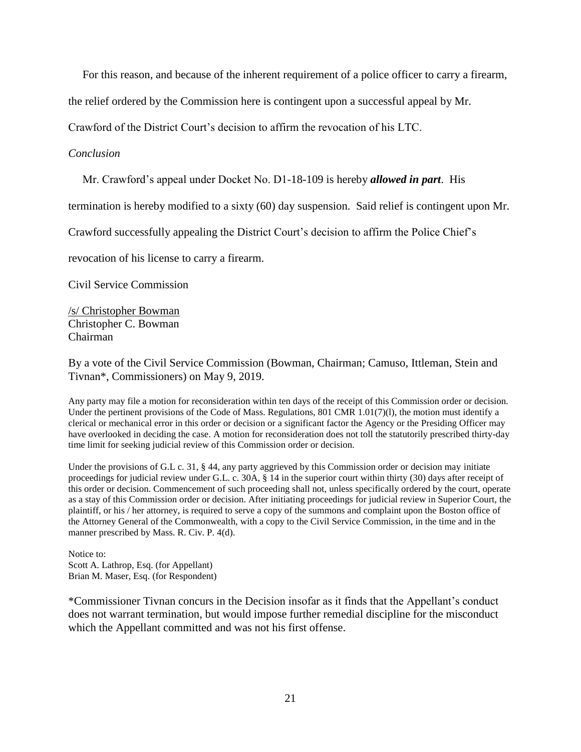For this reason, and because of the inherent requirement of a police officer to carry a firearm, the relief ordered by the Commission here is contingent upon a successful appeal by Mr. Crawford of the District Court's decision to affirm the revocation of his LTC.

*Conclusion*

Mr. Crawford's appeal under Docket No. D1-18-109 is hereby ***allowed in part***. His termination is hereby modified to a sixty (60) day suspension. Said relief is contingent upon Mr. Crawford successfully appealing the District Court's decision to affirm the Police Chief's revocation of his license to carry a firearm.

Civil Service Commission

/s/ Christopher Bowman
Christopher C. Bowman
Chairman

By a vote of the Civil Service Commission (Bowman, Chairman; Camuso, Ittleman, Stein and Tivnan*, Commissioners) on May 9, 2019.

Any party may file a motion for reconsideration within ten days of the receipt of this Commission order or decision. Under the pertinent provisions of the Code of Mass. Regulations, 801 CMR 1.01(7)(l), the motion must identify a clerical or mechanical error in this order or decision or a significant factor the Agency or the Presiding Officer may have overlooked in deciding the case. A motion for reconsideration does not toll the statutorily prescribed thirty-day time limit for seeking judicial review of this Commission order or decision.

Under the provisions of G.L c. 31, § 44, any party aggrieved by this Commission order or decision may initiate proceedings for judicial review under G.L. c. 30A, § 14 in the superior court within thirty (30) days after receipt of this order or decision. Commencement of such proceeding shall not, unless specifically ordered by the court, operate as a stay of this Commission order or decision. After initiating proceedings for judicial review in Superior Court, the plaintiff, or his / her attorney, is required to serve a copy of the summons and complaint upon the Boston office of the Attorney General of the Commonwealth, with a copy to the Civil Service Commission, in the time and in the manner prescribed by Mass. R. Civ. P. 4(d).

Notice to:
Scott A. Lathrop, Esq. (for Appellant)
Brian M. Maser, Esq. (for Respondent)

*Commissioner Tivnan concurs in the Decision insofar as it finds that the Appellant's conduct does not warrant termination, but would impose further remedial discipline for the misconduct which the Appellant committed and was not his first offense.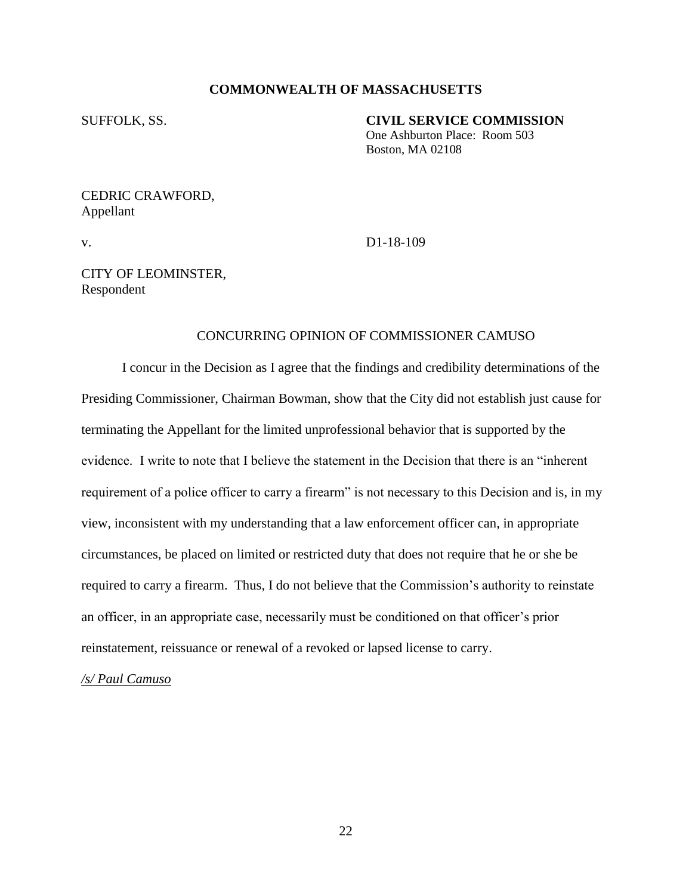**COMMONWEALTH OF MASSACHUSETTS**

SUFFOLK, SS.

**CIVIL SERVICE COMMISSION**
One Ashburton Place: Room 503
Boston, MA 02108

CEDRIC CRAWFORD,
Appellant

v. D1-18-109

CITY OF LEOMINSTER,
Respondent

CONCURRING OPINION OF COMMISSIONER CAMUSO

I concur in the Decision as I agree that the findings and credibility determinations of the Presiding Commissioner, Chairman Bowman, show that the City did not establish just cause for terminating the Appellant for the limited unprofessional behavior that is supported by the evidence. I write to note that I believe the statement in the Decision that there is an "inherent requirement of a police officer to carry a firearm" is not necessary to this Decision and is, in my view, inconsistent with my understanding that a law enforcement officer can, in appropriate circumstances, be placed on limited or restricted duty that does not require that he or she be required to carry a firearm. Thus, I do not believe that the Commission's authority to reinstate an officer, in an appropriate case, necessarily must be conditioned on that officer's prior reinstatement, reissuance or renewal of a revoked or lapsed license to carry.

*/s/ Paul Camuso*